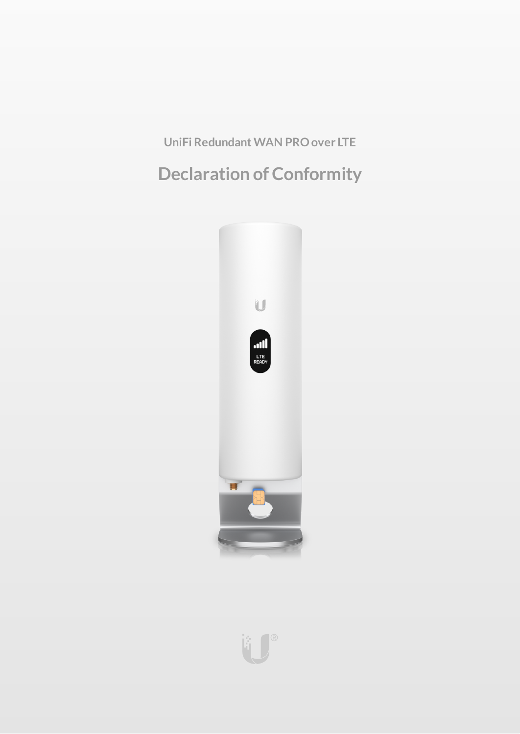UniFi Redundant WAN PRO over LTE

# Declaration of Conformity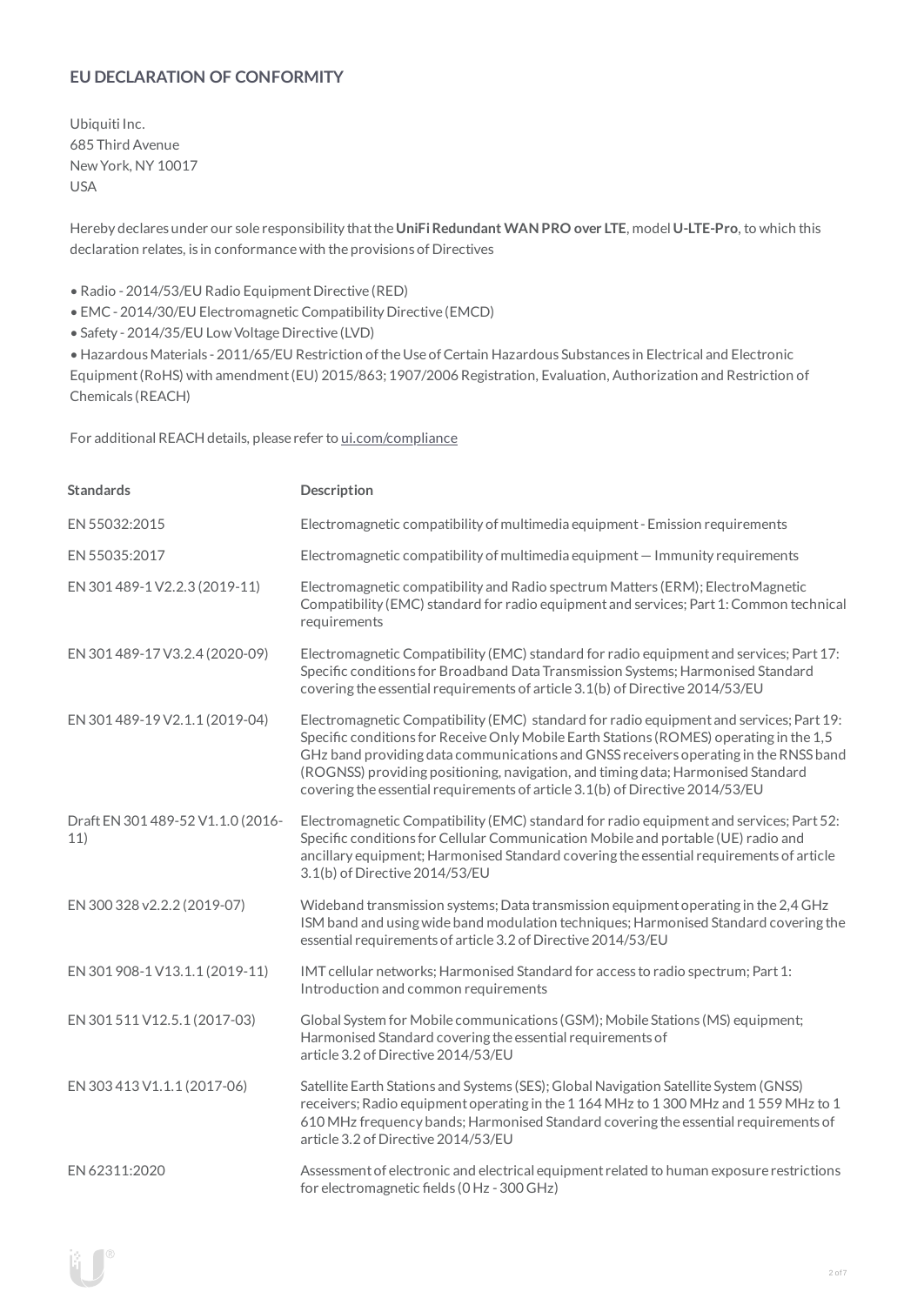## EU DECLARATION OF CONFORMITY

Ubiquiti Inc.
685 Third Avenue
New York, NY 10017
USA

Hereby declares under our sole responsibility that the **UniFi Redundant WAN PRO over LTE**, model **U-LTE-Pro**, to which this declaration relates, is in conformance with the provisions of Directives

- Radio - 2014/53/EU Radio Equipment Directive (RED)
- EMC - 2014/30/EU Electromagnetic Compatibility Directive (EMCD)
- Safety - 2014/35/EU Low Voltage Directive (LVD)
- Hazardous Materials - 2011/65/EU Restriction of the Use of Certain Hazardous Substances in Electrical and Electronic Equipment (RoHS) with amendment (EU) 2015/863; 1907/2006 Registration, Evaluation, Authorization and Restriction of Chemicals (REACH)

For additional REACH details, please refer to ui.com/compliance

| Standards | Description |
|---|---|
| EN 55032:2015 | Electromagnetic compatibility of multimedia equipment - Emission requirements |
| EN 55035:2017 | Electromagnetic compatibility of multimedia equipment — Immunity requirements |
| EN 301 489-1 V2.2.3 (2019-11) | Electromagnetic compatibility and Radio spectrum Matters (ERM); ElectroMagnetic Compatibility (EMC) standard for radio equipment and services; Part 1: Common technical requirements |
| EN 301 489-17 V3.2.4 (2020-09) | Electromagnetic Compatibility (EMC) standard for radio equipment and services; Part 17: Specific conditions for Broadband Data Transmission Systems; Harmonised Standard covering the essential requirements of article 3.1(b) of Directive 2014/53/EU |
| EN 301 489-19 V2.1.1 (2019-04) | Electromagnetic Compatibility (EMC) standard for radio equipment and services; Part 19: Specific conditions for Receive Only Mobile Earth Stations (ROMES) operating in the 1,5 GHz band providing data communications and GNSS receivers operating in the RNSS band (ROGNSS) providing positioning, navigation, and timing data; Harmonised Standard covering the essential requirements of article 3.1(b) of Directive 2014/53/EU |
| Draft EN 301 489-52 V1.1.0 (2016-11) | Electromagnetic Compatibility (EMC) standard for radio equipment and services; Part 52: Specific conditions for Cellular Communication Mobile and portable (UE) radio and ancillary equipment; Harmonised Standard covering the essential requirements of article 3.1(b) of Directive 2014/53/EU |
| EN 300 328 v2.2.2 (2019-07) | Wideband transmission systems; Data transmission equipment operating in the 2,4 GHz ISM band and using wide band modulation techniques; Harmonised Standard covering the essential requirements of article 3.2 of Directive 2014/53/EU |
| EN 301 908-1 V13.1.1 (2019-11) | IMT cellular networks; Harmonised Standard for access to radio spectrum; Part 1: Introduction and common requirements |
| EN 301 511 V12.5.1 (2017-03) | Global System for Mobile communications (GSM); Mobile Stations (MS) equipment; Harmonised Standard covering the essential requirements of article 3.2 of Directive 2014/53/EU |
| EN 303 413 V1.1.1 (2017-06) | Satellite Earth Stations and Systems (SES); Global Navigation Satellite System (GNSS) receivers; Radio equipment operating in the 1 164 MHz to 1 300 MHz and 1 559 MHz to 1 610 MHz frequency bands; Harmonised Standard covering the essential requirements of article 3.2 of Directive 2014/53/EU |
| EN 62311:2020 | Assessment of electronic and electrical equipment related to human exposure restrictions for electromagnetic fields (0 Hz - 300 GHz) |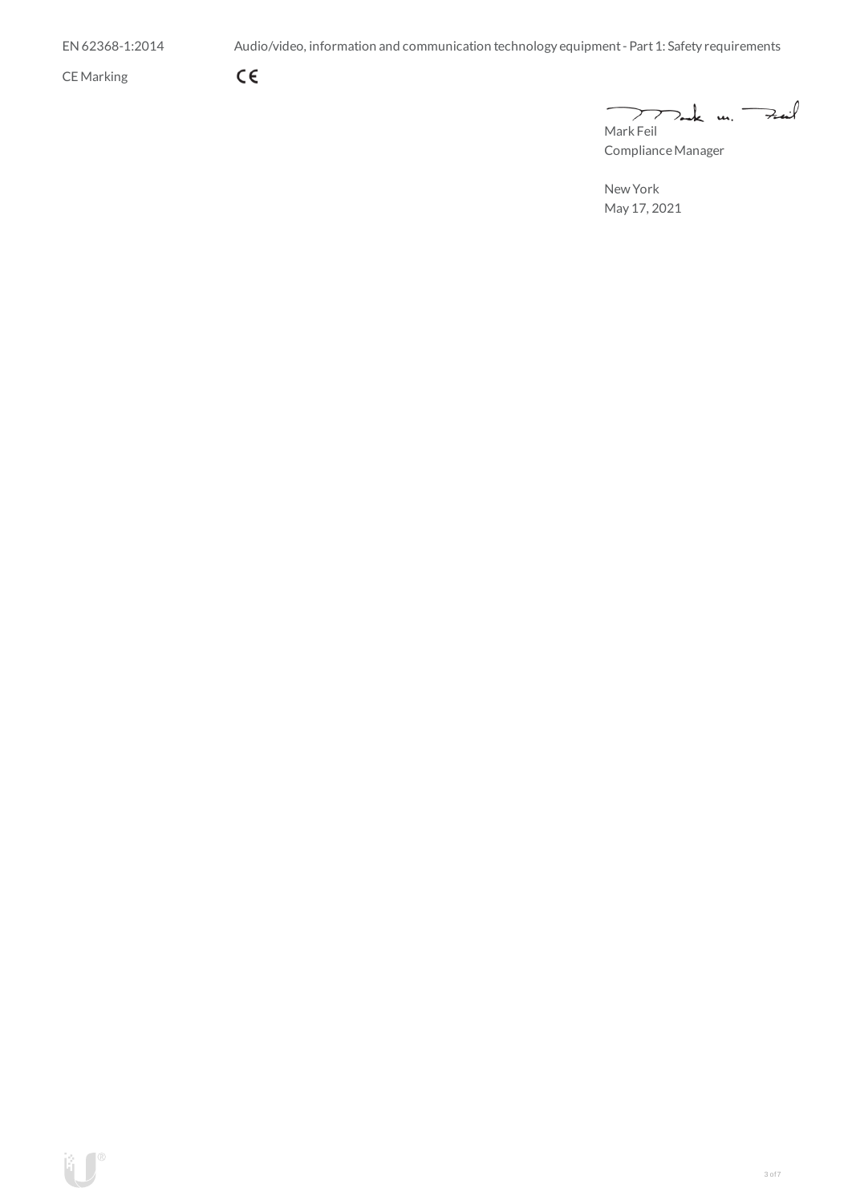| | |
|---|---|
| EN 62368-1:2014 | Audio/video, information and communication technology equipment - Part 1: Safety requirements |
| CE Marking | CE |

Mark Feil
Compliance Manager

New York
May 17, 2021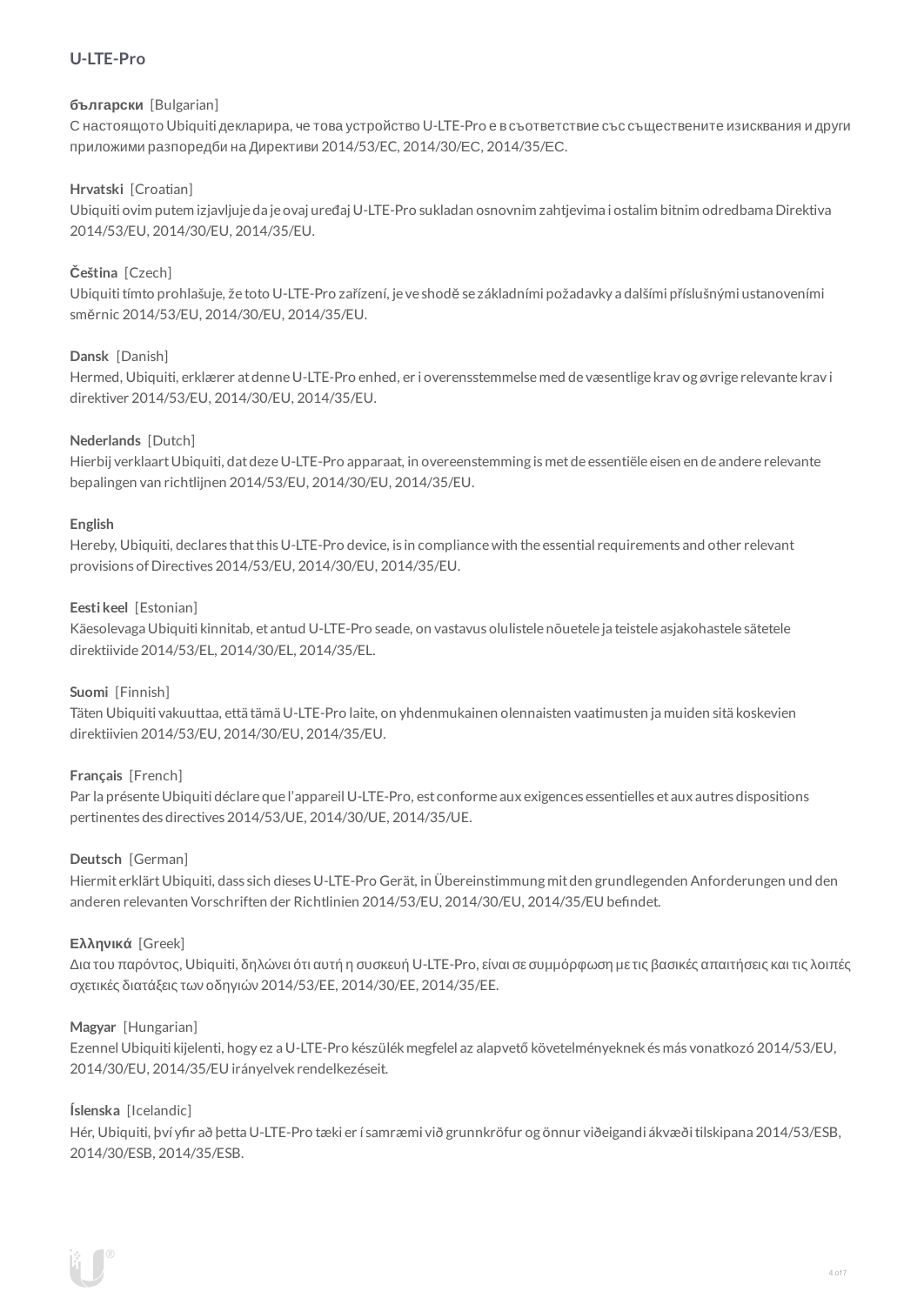## U-LTE-Pro

**български** [Bulgarian]
С настоящото Ubiquiti декларира, че това устройство U-LTE-Pro е в съответствие със съществените изисквания и други приложими разпоредби на Директиви 2014/53/EC, 2014/30/ЕС, 2014/35/ЕС.

**Hrvatski** [Croatian]
Ubiquiti ovim putem izjavljuje da je ovaj uređaj U-LTE-Pro sukladan osnovnim zahtjevima i ostalim bitnim odredbama Direktiva 2014/53/EU, 2014/30/EU, 2014/35/EU.

**Čeština** [Czech]
Ubiquiti tímto prohlašuje, že toto U-LTE-Pro zařízení, je ve shodě se základními požadavky a dalšími příslušnými ustanoveními směrnic 2014/53/EU, 2014/30/EU, 2014/35/EU.

**Dansk** [Danish]
Hermed, Ubiquiti, erklærer at denne U-LTE-Pro enhed, er i overensstemmelse med de væsentlige krav og øvrige relevante krav i direktiver 2014/53/EU, 2014/30/EU, 2014/35/EU.

**Nederlands** [Dutch]
Hierbij verklaart Ubiquiti, dat deze U-LTE-Pro apparaat, in overeenstemming is met de essentiële eisen en de andere relevante bepalingen van richtlijnen 2014/53/EU, 2014/30/EU, 2014/35/EU.

**English**
Hereby, Ubiquiti, declares that this U-LTE-Pro device, is in compliance with the essential requirements and other relevant provisions of Directives 2014/53/EU, 2014/30/EU, 2014/35/EU.

**Eesti keel** [Estonian]
Käesolevaga Ubiquiti kinnitab, et antud U-LTE-Pro seade, on vastavus olulistele nõuetele ja teistele asjakohastele sätetele direktiivide 2014/53/EL, 2014/30/EL, 2014/35/EL.

**Suomi** [Finnish]
Täten Ubiquiti vakuuttaa, että tämä U-LTE-Pro laite, on yhdenmukainen olennaisten vaatimusten ja muiden sitä koskevien direktiivien 2014/53/EU, 2014/30/EU, 2014/35/EU.

**Français** [French]
Par la présente Ubiquiti déclare que l'appareil U-LTE-Pro, est conforme aux exigences essentielles et aux autres dispositions pertinentes des directives 2014/53/UE, 2014/30/UE, 2014/35/UE.

**Deutsch** [German]
Hiermit erklärt Ubiquiti, dass sich dieses U-LTE-Pro Gerät, in Übereinstimmung mit den grundlegenden Anforderungen und den anderen relevanten Vorschriften der Richtlinien 2014/53/EU, 2014/30/EU, 2014/35/EU befindet.

**Ελληνικά** [Greek]
Δια του παρόντος, Ubiquiti, δηλώνει ότι αυτή η συσκευή U-LTE-Pro, είναι σε συμμόρφωση με τις βασικές απαιτήσεις και τις λοιπές σχετικές διατάξεις των οδηγιών 2014/53/EE, 2014/30/EE, 2014/35/EE.

**Magyar** [Hungarian]
Ezennel Ubiquiti kijelenti, hogy ez a U-LTE-Pro készülék megfelel az alapvető követelményeknek és más vonatkozó 2014/53/EU, 2014/30/EU, 2014/35/EU irányelvek rendelkezéseit.

**Íslenska** [Icelandic]
Hér, Ubiquiti, því yfir að þetta U-LTE-Pro tæki er í samræmi við grunnkröfur og önnur viðeigandi ákvæði tilskipana 2014/53/ESB, 2014/30/ESB, 2014/35/ESB.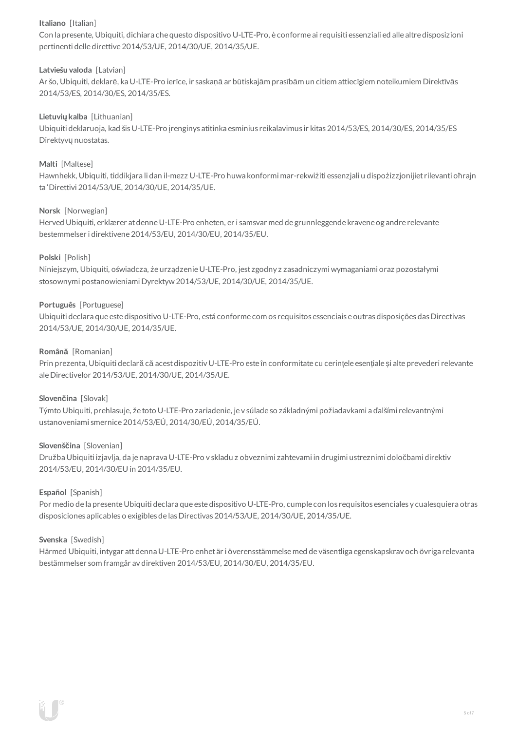**Italiano** [Italian]
Con la presente, Ubiquiti, dichiara che questo dispositivo U-LTE-Pro, è conforme ai requisiti essenziali ed alle altre disposizioni pertinenti delle direttive 2014/53/UE, 2014/30/UE, 2014/35/UE.

**Latviešu valoda** [Latvian]
Ar šo, Ubiquiti, deklarē, ka U-LTE-Pro ierīce, ir saskaņā ar būtiskajām prasībām un citiem attiecīgiem noteikumiem Direktīvās 2014/53/ES, 2014/30/ES, 2014/35/ES.

**Lietuvių kalba** [Lithuanian]
Ubiquiti deklaruoja, kad šis U-LTE-Pro įrenginys atitinka esminius reikalavimus ir kitas 2014/53/ES, 2014/30/ES, 2014/35/ES Direktyvų nuostatas.

**Malti** [Maltese]
Hawnhekk, Ubiquiti, tiddikjara li dan il-mezz U-LTE-Pro huwa konformi mar-rekwiżiti essenzjali u dispożizzjonijiet rilevanti oħrajn ta 'Direttivi 2014/53/UE, 2014/30/UE, 2014/35/UE.

**Norsk** [Norwegian]
Herved Ubiquiti, erklærer at denne U-LTE-Pro enheten, er i samsvar med de grunnleggende kravene og andre relevante bestemmelser i direktivene 2014/53/EU, 2014/30/EU, 2014/35/EU.

**Polski** [Polish]
Niniejszym, Ubiquiti, oświadcza, że urządzenie U-LTE-Pro, jest zgodny z zasadniczymi wymaganiami oraz pozostałymi stosownymi postanowieniami Dyrektyw 2014/53/UE, 2014/30/UE, 2014/35/UE.

**Português** [Portuguese]
Ubiquiti declara que este dispositivo U-LTE-Pro, está conforme com os requisitos essenciais e outras disposições das Directivas 2014/53/UE, 2014/30/UE, 2014/35/UE.

**Română** [Romanian]
Prin prezenta, Ubiquiti declară că acest dispozitiv U-LTE-Pro este în conformitate cu cerințele esențiale și alte prevederi relevante ale Directivelor 2014/53/UE, 2014/30/UE, 2014/35/UE.

**Slovenčina** [Slovak]
Týmto Ubiquiti, prehlasuje, že toto U-LTE-Pro zariadenie, je v súlade so základnými požiadavkami a ďalšími relevantnými ustanoveniami smernice 2014/53/EÚ, 2014/30/EÚ, 2014/35/EÚ.

**Slovenščina** [Slovenian]
Družba Ubiquiti izjavlja, da je naprava U-LTE-Pro v skladu z obveznimi zahtevami in drugimi ustreznimi določbami direktiv 2014/53/EU, 2014/30/EU in 2014/35/EU.

**Español** [Spanish]
Por medio de la presente Ubiquiti declara que este dispositivo U-LTE-Pro, cumple con los requisitos esenciales y cualesquiera otras disposiciones aplicables o exigibles de las Directivas 2014/53/UE, 2014/30/UE, 2014/35/UE.

**Svenska** [Swedish]
Härmed Ubiquiti, intygar att denna U-LTE-Pro enhet är i överensstämmelse med de väsentliga egenskapskrav och övriga relevanta bestämmelser som framgår av direktiven 2014/53/EU, 2014/30/EU, 2014/35/EU.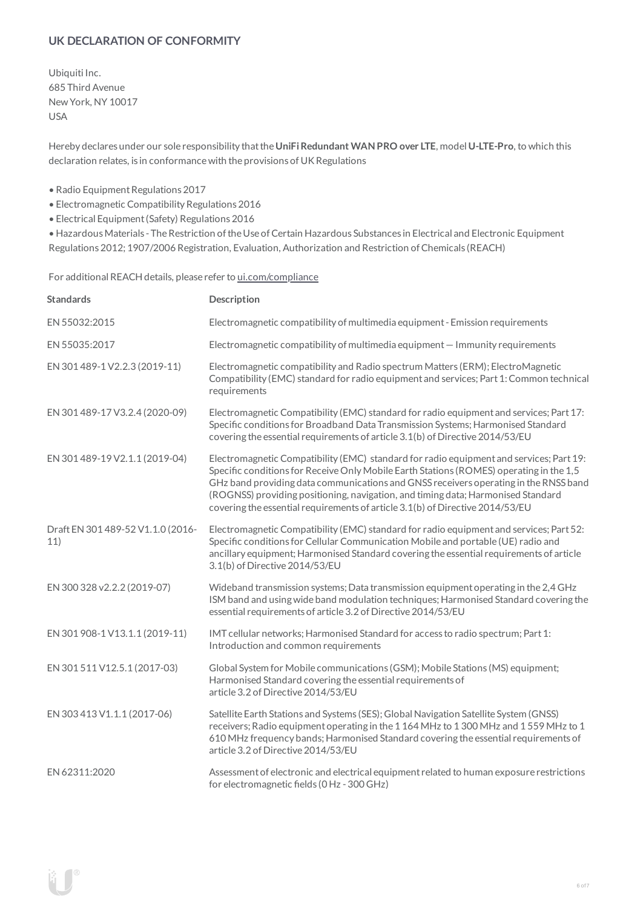## UK DECLARATION OF CONFORMITY

Ubiquiti Inc.
685 Third Avenue
New York, NY 10017
USA

Hereby declares under our sole responsibility that the **UniFi Redundant WAN PRO over LTE**, model **U-LTE-Pro**, to which this declaration relates, is in conformance with the provisions of UK Regulations

- Radio Equipment Regulations 2017
- Electromagnetic Compatibility Regulations 2016
- Electrical Equipment (Safety) Regulations 2016
- Hazardous Materials - The Restriction of the Use of Certain Hazardous Substances in Electrical and Electronic Equipment Regulations 2012; 1907/2006 Registration, Evaluation, Authorization and Restriction of Chemicals (REACH)

For additional REACH details, please refer to ui.com/compliance

| Standards | Description |
|---|---|
| EN 55032:2015 | Electromagnetic compatibility of multimedia equipment - Emission requirements |
| EN 55035:2017 | Electromagnetic compatibility of multimedia equipment — Immunity requirements |
| EN 301 489-1 V2.2.3 (2019-11) | Electromagnetic compatibility and Radio spectrum Matters (ERM); ElectroMagnetic Compatibility (EMC) standard for radio equipment and services; Part 1: Common technical requirements |
| EN 301 489-17 V3.2.4 (2020-09) | Electromagnetic Compatibility (EMC) standard for radio equipment and services; Part 17: Specific conditions for Broadband Data Transmission Systems; Harmonised Standard covering the essential requirements of article 3.1(b) of Directive 2014/53/EU |
| EN 301 489-19 V2.1.1 (2019-04) | Electromagnetic Compatibility (EMC) standard for radio equipment and services; Part 19: Specific conditions for Receive Only Mobile Earth Stations (ROMES) operating in the 1,5 GHz band providing data communications and GNSS receivers operating in the RNSS band (ROGNSS) providing positioning, navigation, and timing data; Harmonised Standard covering the essential requirements of article 3.1(b) of Directive 2014/53/EU |
| Draft EN 301 489-52 V1.1.0 (2016-11) | Electromagnetic Compatibility (EMC) standard for radio equipment and services; Part 52: Specific conditions for Cellular Communication Mobile and portable (UE) radio and ancillary equipment; Harmonised Standard covering the essential requirements of article 3.1(b) of Directive 2014/53/EU |
| EN 300 328 v2.2.2 (2019-07) | Wideband transmission systems; Data transmission equipment operating in the 2,4 GHz ISM band and using wide band modulation techniques; Harmonised Standard covering the essential requirements of article 3.2 of Directive 2014/53/EU |
| EN 301 908-1 V13.1.1 (2019-11) | IMT cellular networks; Harmonised Standard for access to radio spectrum; Part 1: Introduction and common requirements |
| EN 301 511 V12.5.1 (2017-03) | Global System for Mobile communications (GSM); Mobile Stations (MS) equipment; Harmonised Standard covering the essential requirements of article 3.2 of Directive 2014/53/EU |
| EN 303 413 V1.1.1 (2017-06) | Satellite Earth Stations and Systems (SES); Global Navigation Satellite System (GNSS) receivers; Radio equipment operating in the 1 164 MHz to 1 300 MHz and 1 559 MHz to 1 610 MHz frequency bands; Harmonised Standard covering the essential requirements of article 3.2 of Directive 2014/53/EU |
| EN 62311:2020 | Assessment of electronic and electrical equipment related to human exposure restrictions for electromagnetic fields (0 Hz - 300 GHz) |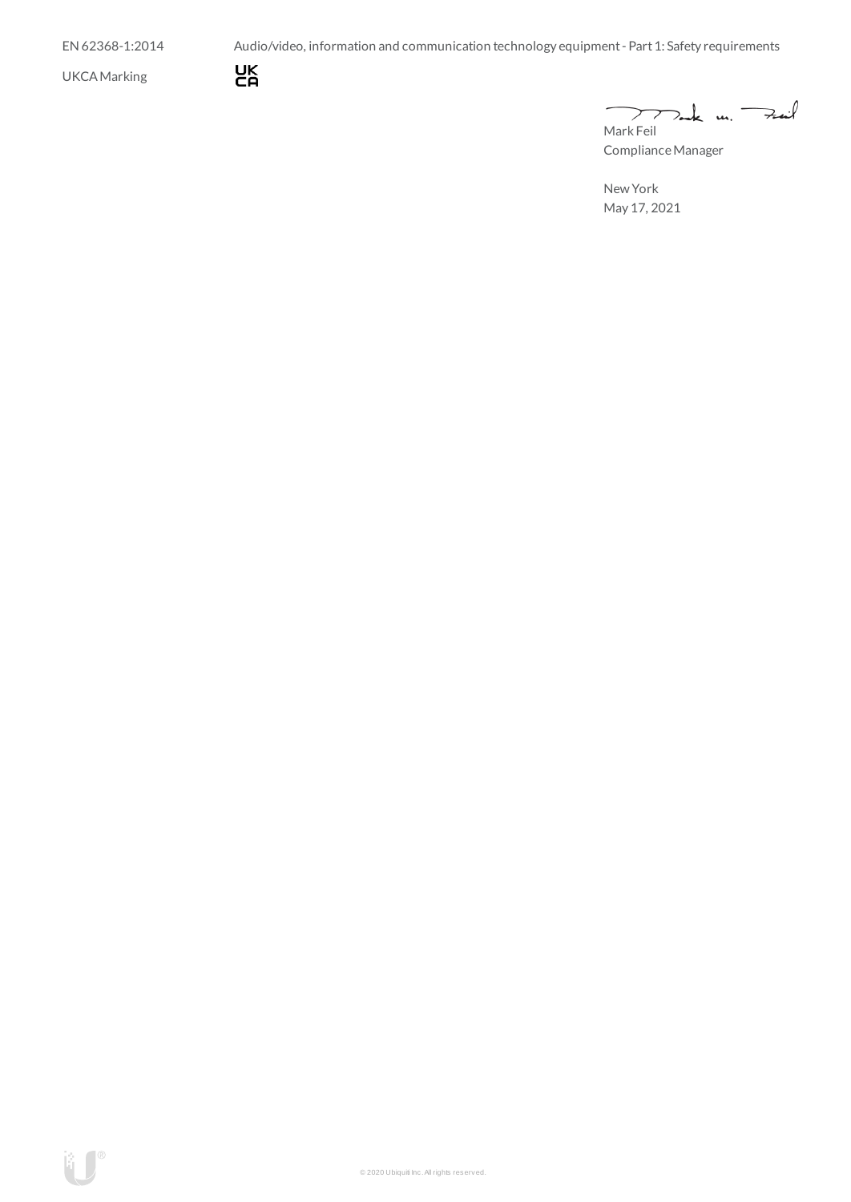| | |
|---|---|
| EN 62368-1:2014 | Audio/video, information and communication technology equipment - Part 1: Safety requirements |
| UKCA Marking | UK CA |

Mark Feil
Compliance Manager

New York
May 17, 2021

© 2020 Ubiquiti Inc. All rights reserved.